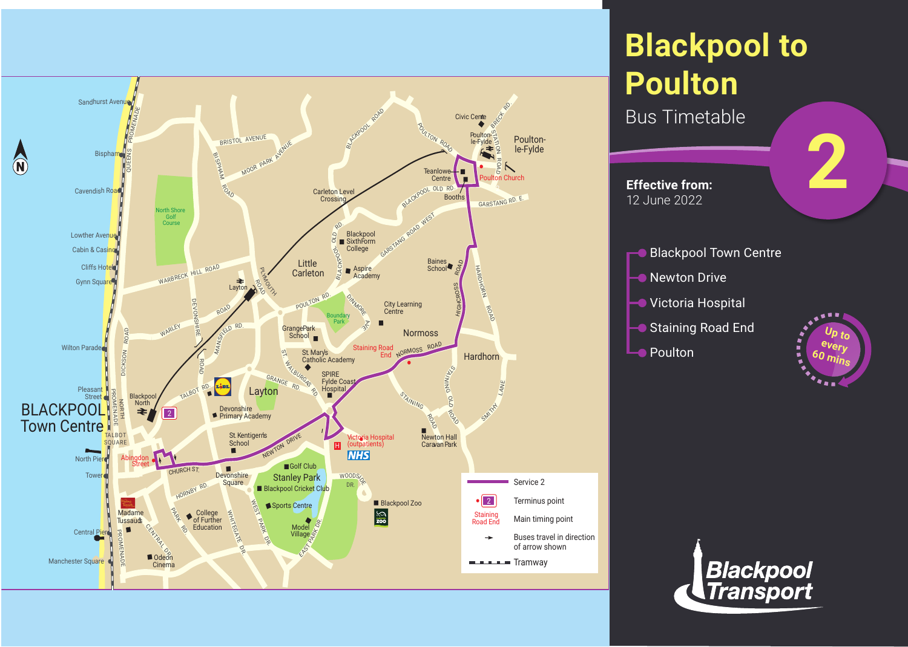# Blackpool to Poulton

Bus Timetable

2

**Effective from:**
12 June 2022

- Blackpool Town Centre
- Newton Drive
- Victoria Hospital
- Staining Road End
- Poulton

Up to every 60 mins

Service 2

Terminus point

Staining Road End — Main timing point

Buses travel in direction of arrow shown

Tramway

Blackpool Transport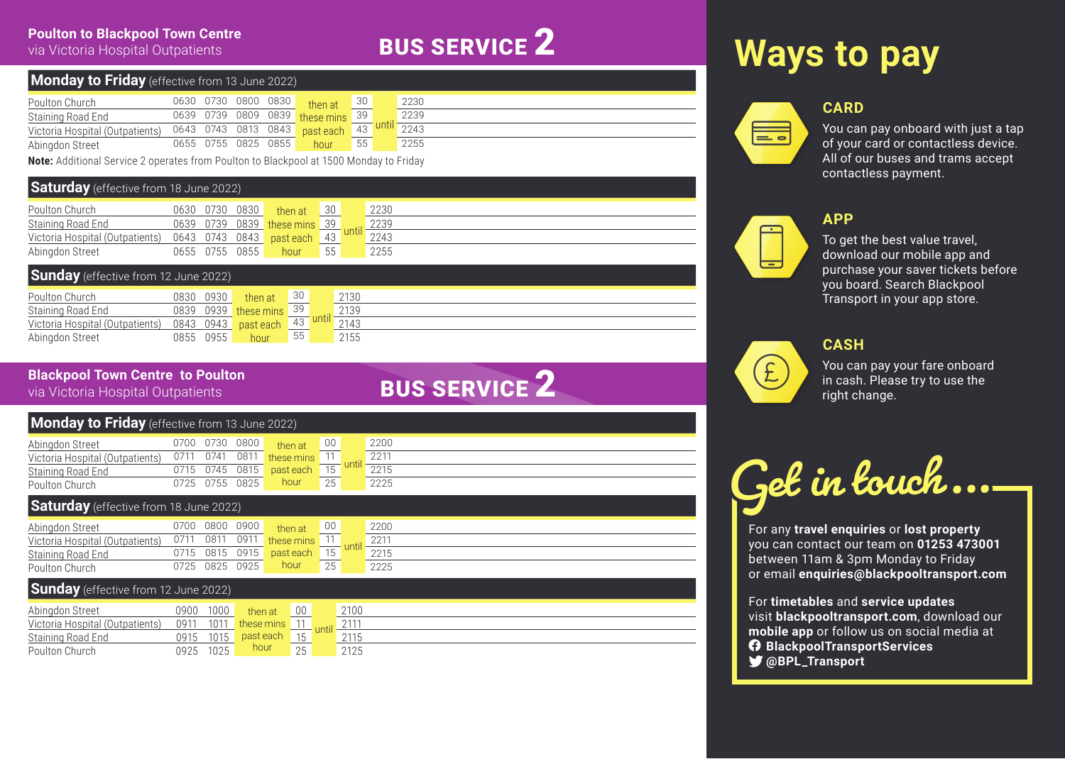## Poulton to Blackpool Town Centre
via Victoria Hospital Outpatients

# BUS SERVICE 2

### Monday to Friday (effective from 13 June 2022)

| | | | | | | | | |
|---|---|---|---|---|---|---|---|---|
| Poulton Church | 0630 | 0730 | 0800 | 0830 | then at these mins past each hour | 30 | until | 2230 |
| Staining Road End | 0639 | 0739 | 0809 | 0839 | | 39 | | 2239 |
| Victoria Hospital (Outpatients) | 0643 | 0743 | 0813 | 0843 | | 43 | | 2243 |
| Abingdon Street | 0655 | 0755 | 0825 | 0855 | | 55 | | 2255 |

**Note:** Additional Service 2 operates from Poulton to Blackpool at 1500 Monday to Friday

### Saturday (effective from 18 June 2022)

| | | | | | | | |
|---|---|---|---|---|---|---|---|
| Poulton Church | 0630 | 0730 | 0830 | then at these mins past each hour | 30 | until | 2230 |
| Staining Road End | 0639 | 0739 | 0839 | | 39 | | 2239 |
| Victoria Hospital (Outpatients) | 0643 | 0743 | 0843 | | 43 | | 2243 |
| Abingdon Street | 0655 | 0755 | 0855 | | 55 | | 2255 |

### Sunday (effective from 12 June 2022)

| | | | | | | |
|---|---|---|---|---|---|---|
| Poulton Church | 0830 | 0930 | then at these mins past each hour | 30 | until | 2130 |
| Staining Road End | 0839 | 0939 | | 39 | | 2139 |
| Victoria Hospital (Outpatients) | 0843 | 0943 | | 43 | | 2143 |
| Abingdon Street | 0855 | 0955 | | 55 | | 2155 |

## Blackpool Town Centre to Poulton
via Victoria Hospital Outpatients

# BUS SERVICE 2

### Monday to Friday (effective from 13 June 2022)

| | | | | | | | |
|---|---|---|---|---|---|---|---|
| Abingdon Street | 0700 | 0730 | 0800 | then at these mins past each hour | 00 | until | 2200 |
| Victoria Hospital (Outpatients) | 0711 | 0741 | 0811 | | 11 | | 2211 |
| Staining Road End | 0715 | 0745 | 0815 | | 15 | | 2215 |
| Poulton Church | 0725 | 0755 | 0825 | | 25 | | 2225 |

### Saturday (effective from 18 June 2022)

| | | | | | | | |
|---|---|---|---|---|---|---|---|
| Abingdon Street | 0700 | 0800 | 0900 | then at these mins past each hour | 00 | until | 2200 |
| Victoria Hospital (Outpatients) | 0711 | 0811 | 0911 | | 11 | | 2211 |
| Staining Road End | 0715 | 0815 | 0915 | | 15 | | 2215 |
| Poulton Church | 0725 | 0825 | 0925 | | 25 | | 2225 |

### Sunday (effective from 12 June 2022)

| | | | | | | |
|---|---|---|---|---|---|---|
| Abingdon Street | 0900 | 1000 | then at these mins past each hour | 00 | until | 2100 |
| Victoria Hospital (Outpatients) | 0911 | 1011 | | 11 | | 2111 |
| Staining Road End | 0915 | 1015 | | 15 | | 2115 |
| Poulton Church | 0925 | 1025 | | 25 | | 2125 |

# Ways to pay

### CARD
You can pay onboard with just a tap of your card or contactless device. All of our buses and trams accept contactless payment.

### APP
To get the best value travel, download our mobile app and purchase your saver tickets before you board. Search Blackpool Transport in your app store.

### CASH
You can pay your fare onboard in cash. Please try to use the right change.

## Get in touch...

For any **travel enquiries** or **lost property** you can contact our team on **01253 473001** between 11am & 3pm Monday to Friday or email **enquiries@blackpooltransport.com**

For **timetables** and **service updates** visit **blackpooltransport.com**, download our **mobile app** or follow us on social media at
**BlackpoolTransportServices**
**@BPL_Transport**